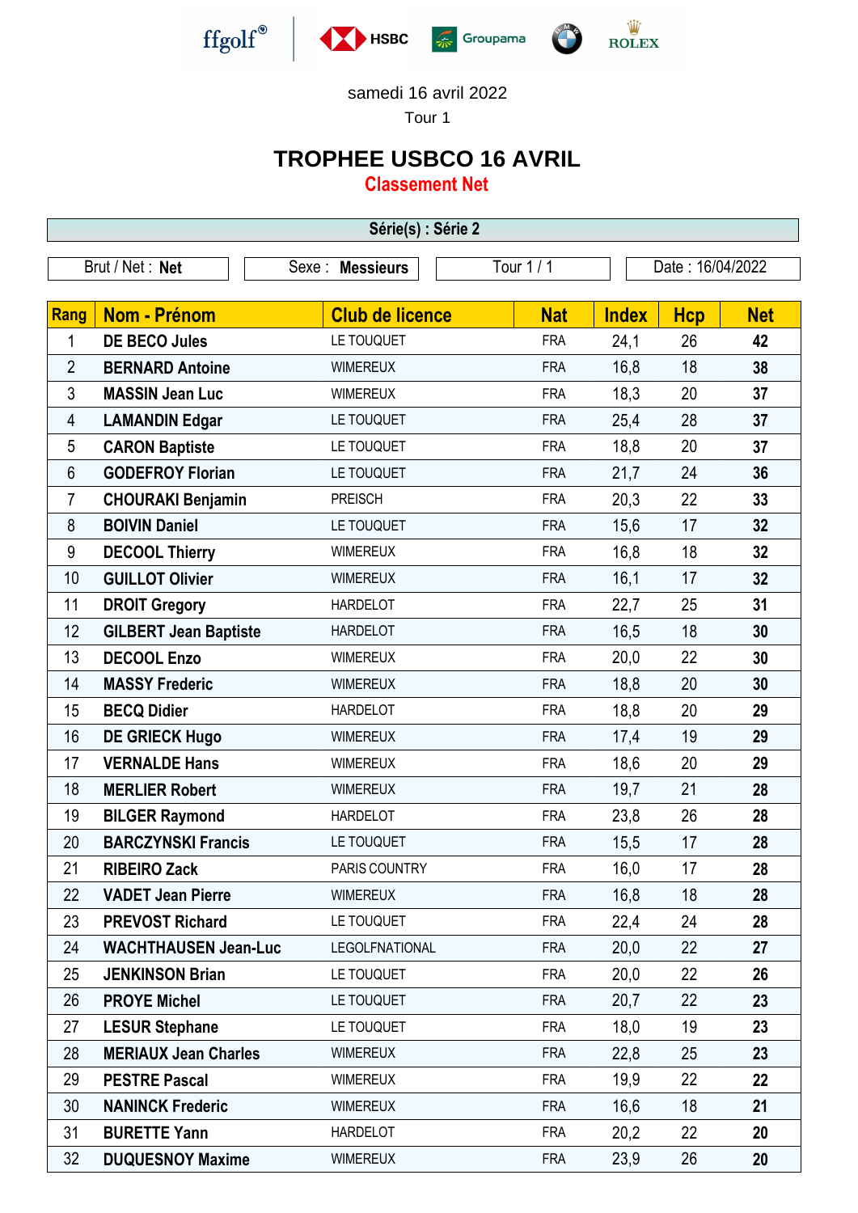samedi 16 avril 2022

Tour 1

# TROPHEE USBCO 16 AVRIL

## Classement Net

**Série(s) : Série 2**

| Brut / Net : **Net** | Sexe : **Messieurs** | Tour 1 / 1 | Date : 16/04/2022 |
|---|---|---|---|

| Rang | Nom - Prénom | Club de licence | Nat | Index | Hcp | Net |
|---|---|---|---|---|---|---|
| 1 | **DE BECO Jules** | LE TOUQUET | FRA | 24,1 | 26 | **42** |
| 2 | **BERNARD Antoine** | WIMEREUX | FRA | 16,8 | 18 | **38** |
| 3 | **MASSIN Jean Luc** | WIMEREUX | FRA | 18,3 | 20 | **37** |
| 4 | **LAMANDIN Edgar** | LE TOUQUET | FRA | 25,4 | 28 | **37** |
| 5 | **CARON Baptiste** | LE TOUQUET | FRA | 18,8 | 20 | **37** |
| 6 | **GODEFROY Florian** | LE TOUQUET | FRA | 21,7 | 24 | **36** |
| 7 | **CHOURAKI Benjamin** | PREISCH | FRA | 20,3 | 22 | **33** |
| 8 | **BOIVIN Daniel** | LE TOUQUET | FRA | 15,6 | 17 | **32** |
| 9 | **DECOOL Thierry** | WIMEREUX | FRA | 16,8 | 18 | **32** |
| 10 | **GUILLOT Olivier** | WIMEREUX | FRA | 16,1 | 17 | **32** |
| 11 | **DROIT Gregory** | HARDELOT | FRA | 22,7 | 25 | **31** |
| 12 | **GILBERT Jean Baptiste** | HARDELOT | FRA | 16,5 | 18 | **30** |
| 13 | **DECOOL Enzo** | WIMEREUX | FRA | 20,0 | 22 | **30** |
| 14 | **MASSY Frederic** | WIMEREUX | FRA | 18,8 | 20 | **30** |
| 15 | **BECQ Didier** | HARDELOT | FRA | 18,8 | 20 | **29** |
| 16 | **DE GRIECK Hugo** | WIMEREUX | FRA | 17,4 | 19 | **29** |
| 17 | **VERNALDE Hans** | WIMEREUX | FRA | 18,6 | 20 | **29** |
| 18 | **MERLIER Robert** | WIMEREUX | FRA | 19,7 | 21 | **28** |
| 19 | **BILGER Raymond** | HARDELOT | FRA | 23,8 | 26 | **28** |
| 20 | **BARCZYNSKI Francis** | LE TOUQUET | FRA | 15,5 | 17 | **28** |
| 21 | **RIBEIRO Zack** | PARIS COUNTRY | FRA | 16,0 | 17 | **28** |
| 22 | **VADET Jean Pierre** | WIMEREUX | FRA | 16,8 | 18 | **28** |
| 23 | **PREVOST Richard** | LE TOUQUET | FRA | 22,4 | 24 | **28** |
| 24 | **WACHTHAUSEN Jean-Luc** | LEGOLFNATIONAL | FRA | 20,0 | 22 | **27** |
| 25 | **JENKINSON Brian** | LE TOUQUET | FRA | 20,0 | 22 | **26** |
| 26 | **PROYE Michel** | LE TOUQUET | FRA | 20,7 | 22 | **23** |
| 27 | **LESUR Stephane** | LE TOUQUET | FRA | 18,0 | 19 | **23** |
| 28 | **MERIAUX Jean Charles** | WIMEREUX | FRA | 22,8 | 25 | **23** |
| 29 | **PESTRE Pascal** | WIMEREUX | FRA | 19,9 | 22 | **22** |
| 30 | **NANINCK Frederic** | WIMEREUX | FRA | 16,6 | 18 | **21** |
| 31 | **BURETTE Yann** | HARDELOT | FRA | 20,2 | 22 | **20** |
| 32 | **DUQUESNOY Maxime** | WIMEREUX | FRA | 23,9 | 26 | **20** |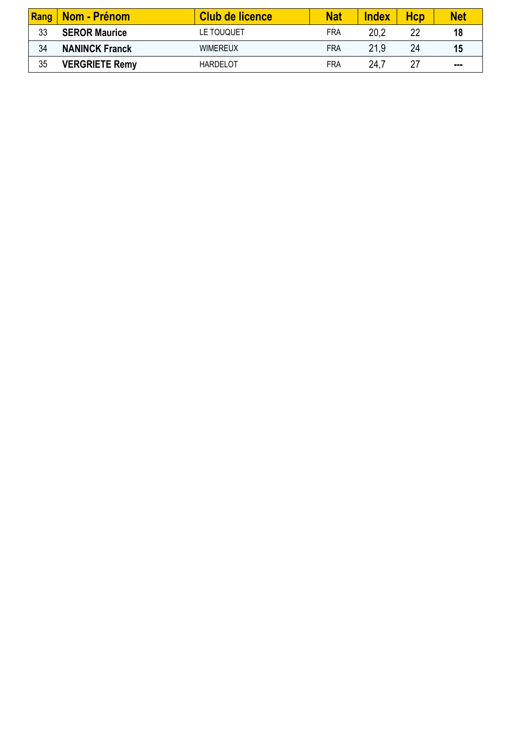| Rang | Nom - Prénom | Club de licence | Nat | Index | Hcp | Net |
|---|---|---|---|---|---|---|
| 33 | **SEROR Maurice** | LE TOUQUET | FRA | 20,2 | 22 | **18** |
| 34 | **NANINCK Franck** | WIMEREUX | FRA | 21,9 | 24 | **15** |
| 35 | **VERGRIETE Remy** | HARDELOT | FRA | 24,7 | 27 | **---** |